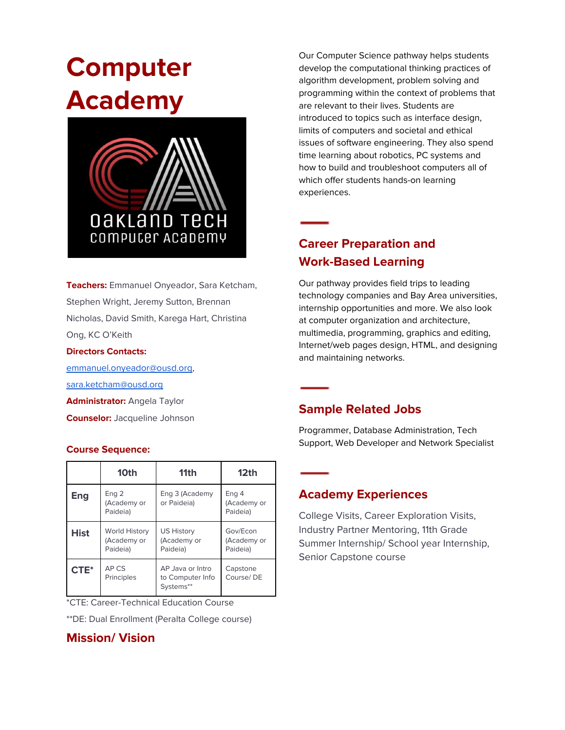# Computer Academy

**Teachers:** Emmanuel Onyeador, Sara Ketcham, Stephen Wright, Jeremy Sutton, Brennan Nicholas, David Smith, Karega Hart, Christina Ong, KC O'Keith

**Directors Contacts:**

emmanuel.onyeador@ousd.org,

sara.ketcham@ousd.org

**Administrator:** Angela Taylor

**Counselor:** Jacqueline Johnson

### Course Sequence:

| | 10th | 11th | 12th |
|---|---|---|---|
| **Eng** | Eng 2 (Academy or Paideia) | Eng 3 (Academy or Paideia) | Eng 4 (Academy or Paideia) |
| **Hist** | World History (Academy or Paideia) | US History (Academy or Paideia) | Gov/Econ (Academy or Paideia) |
| **CTE*** | AP CS Principles | AP Java or Intro to Computer Info Systems** | Capstone Course/ DE |

*CTE: Career-Technical Education Course

**DE: Dual Enrollment (Peralta College course)

## Mission/ Vision

Our Computer Science pathway helps students develop the computational thinking practices of algorithm development, problem solving and programming within the context of problems that are relevant to their lives. Students are introduced to topics such as interface design, limits of computers and societal and ethical issues of software engineering. They also spend time learning about robotics, PC systems and how to build and troubleshoot computers all of which offer students hands-on learning experiences.

## Career Preparation and Work-Based Learning

Our pathway provides field trips to leading technology companies and Bay Area universities, internship opportunities and more. We also look at computer organization and architecture, multimedia, programming, graphics and editing, Internet/web pages design, HTML, and designing and maintaining networks.

## Sample Related Jobs

Programmer, Database Administration, Tech Support, Web Developer and Network Specialist

## Academy Experiences

College Visits, Career Exploration Visits, Industry Partner Mentoring, 11th Grade Summer Internship/ School year Internship, Senior Capstone course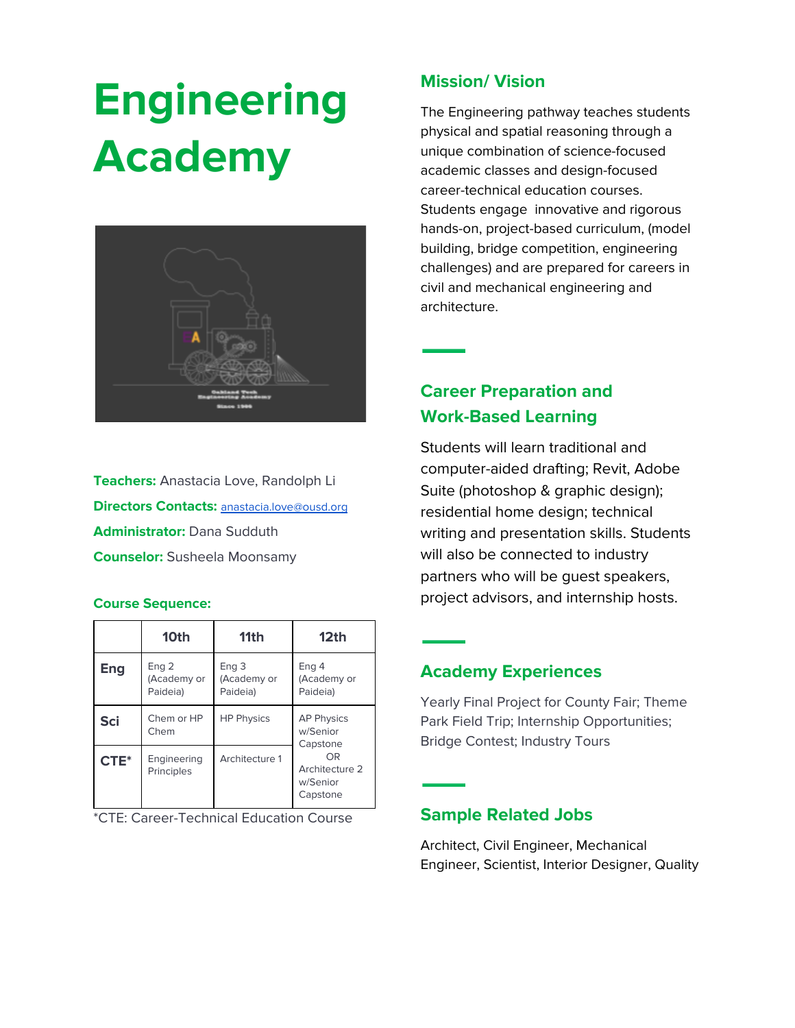# Engineering Academy

**Teachers:** Anastacia Love, Randolph Li

**Directors Contacts:** anastacia.love@ousd.org

**Administrator:** Dana Sudduth

**Counselor:** Susheela Moonsamy

**Course Sequence:**

| | 10th | 11th | 12th |
|---|---|---|---|
| **Eng** | Eng 2 (Academy or Paideia) | Eng 3 (Academy or Paideia) | Eng 4 (Academy or Paideia) |
| **Sci** | Chem or HP Chem | HP Physics | AP Physics w/Senior Capstone OR Architecture 2 w/Senior Capstone |
| **CTE*** | Engineering Principles | Architecture 1 | |

*CTE: Career-Technical Education Course

## Mission/ Vision

The Engineering pathway teaches students physical and spatial reasoning through a unique combination of science-focused academic classes and design-focused career-technical education courses. Students engage innovative and rigorous hands-on, project-based curriculum, (model building, bridge competition, engineering challenges) and are prepared for careers in civil and mechanical engineering and architecture.

## Career Preparation and Work-Based Learning

Students will learn traditional and computer-aided drafting; Revit, Adobe Suite (photoshop & graphic design); residential home design; technical writing and presentation skills. Students will also be connected to industry partners who will be guest speakers, project advisors, and internship hosts.

## Academy Experiences

Yearly Final Project for County Fair; Theme Park Field Trip; Internship Opportunities; Bridge Contest; Industry Tours

## Sample Related Jobs

Architect, Civil Engineer, Mechanical Engineer, Scientist, Interior Designer, Quality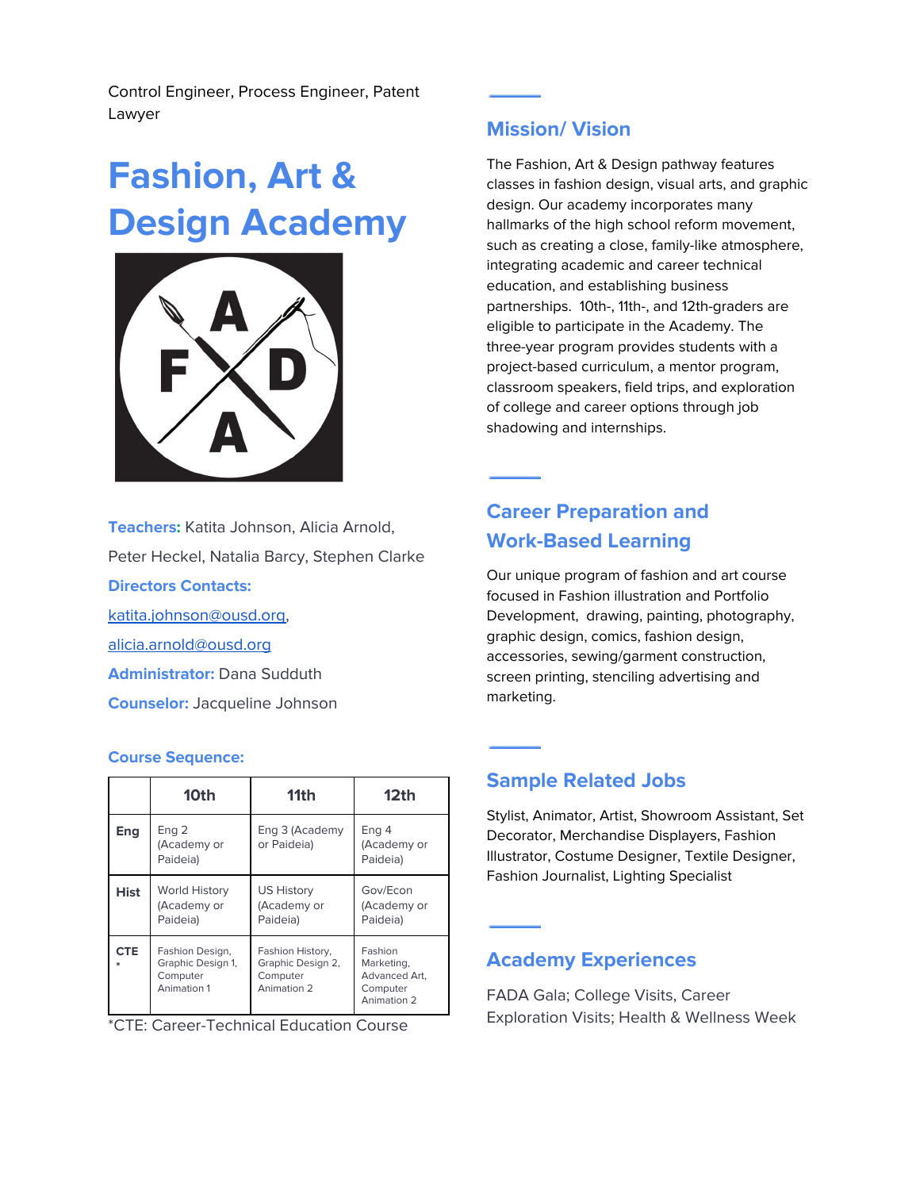Control Engineer, Process Engineer, Patent Lawyer

# Fashion, Art & Design Academy

**Teachers:** Katita Johnson, Alicia Arnold, Peter Heckel, Natalia Barcy, Stephen Clarke

**Directors Contacts:**

katita.johnson@ousd.org,

alicia.arnold@ousd.org

**Administrator:** Dana Sudduth

**Counselor:** Jacqueline Johnson

**Course Sequence:**

| | 10th | 11th | 12th |
|---|---|---|---|
| Eng | Eng 2 (Academy or Paideia) | Eng 3 (Academy or Paideia) | Eng 4 (Academy or Paideia) |
| Hist | World History (Academy or Paideia) | US History (Academy or Paideia) | Gov/Econ (Academy or Paideia) |
| CTE* | Fashion Design, Graphic Design 1, Computer Animation 1 | Fashion History, Graphic Design 2, Computer Animation 2 | Fashion Marketing, Advanced Art, Computer Animation 2 |

*CTE: Career-Technical Education Course

## Mission/ Vision

The Fashion, Art & Design pathway features classes in fashion design, visual arts, and graphic design. Our academy incorporates many hallmarks of the high school reform movement, such as creating a close, family-like atmosphere, integrating academic and career technical education, and establishing business partnerships. 10th-, 11th-, and 12th-graders are eligible to participate in the Academy. The three-year program provides students with a project-based curriculum, a mentor program, classroom speakers, field trips, and exploration of college and career options through job shadowing and internships.

## Career Preparation and Work-Based Learning

Our unique program of fashion and art course focused in Fashion illustration and Portfolio Development, drawing, painting, photography, graphic design, comics, fashion design, accessories, sewing/garment construction, screen printing, stenciling advertising and marketing.

## Sample Related Jobs

Stylist, Animator, Artist, Showroom Assistant, Set Decorator, Merchandise Displayers, Fashion Illustrator, Costume Designer, Textile Designer, Fashion Journalist, Lighting Specialist

## Academy Experiences

FADA Gala; College Visits, Career Exploration Visits; Health & Wellness Week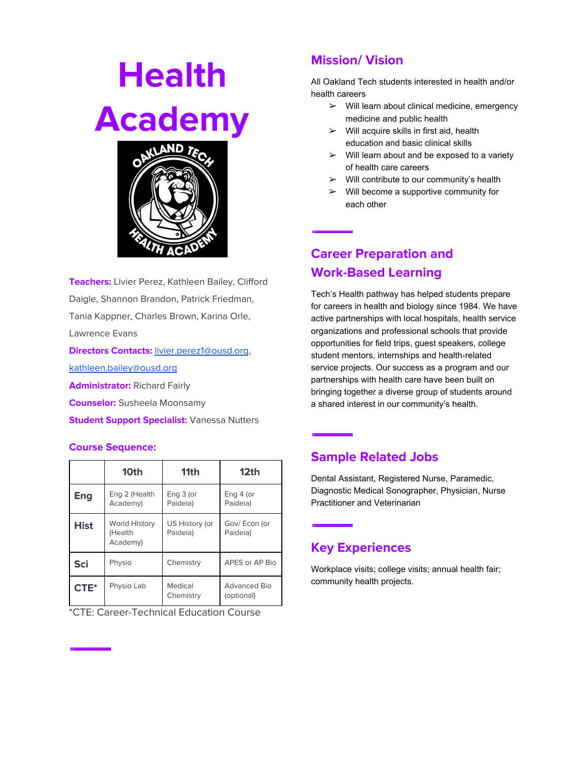# Health Academy

**Teachers:** Livier Perez, Kathleen Bailey, Clifford Daigle, Shannon Brandon, Patrick Friedman, Tania Kappner, Charles Brown, Karina Orle, Lawrence Evans

**Directors Contacts:** livier.perez1@ousd.org, kathleen.bailey@ousd.org

**Administrator:** Richard Fairly

**Counselor:** Susheela Moonsamy

**Student Support Specialist:** Vanessa Nutters

### Course Sequence:

| | 10th | 11th | 12th |
|---|---|---|---|
| **Eng** | Eng 2 (Health Academy) | Eng 3 (or Paideia) | Eng 4 (or Paideia) |
| **Hist** | World HIstory (Health Academy) | US History (or Paideia) | Gov/ Econ (or Paideia) |
| **Sci** | Physio | Chemistry | APES or AP Bio |
| **CTE*** | Physio Lab | Medical Chemistry | Advanced Bio (optional) |

*CTE: Career-Technical Education Course

## Mission/ Vision

All Oakland Tech students interested in health and/or health careers

- Will learn about clinical medicine, emergency medicine and public health
- Will acquire skills in first aid, health education and basic clinical skills
- Will learn about and be exposed to a variety of health care careers
- Will contribute to our community's health
- Will become a supportive community for each other

## Career Preparation and Work-Based Learning

Tech's Health pathway has helped students prepare for careers in health and biology since 1984. We have active partnerships with local hospitals, health service organizations and professional schools that provide opportunities for field trips, guest speakers, college student mentors, internships and health-related service projects. Our success as a program and our partnerships with health care have been built on bringing together a diverse group of students around a shared interest in our community's health.

## Sample Related Jobs

Dental Assistant, Registered Nurse, Paramedic, Diagnostic Medical Sonographer, Physician, Nurse Practitioner and Veterinarian

## Key Experiences

Workplace visits; college visits; annual health fair; community health projects.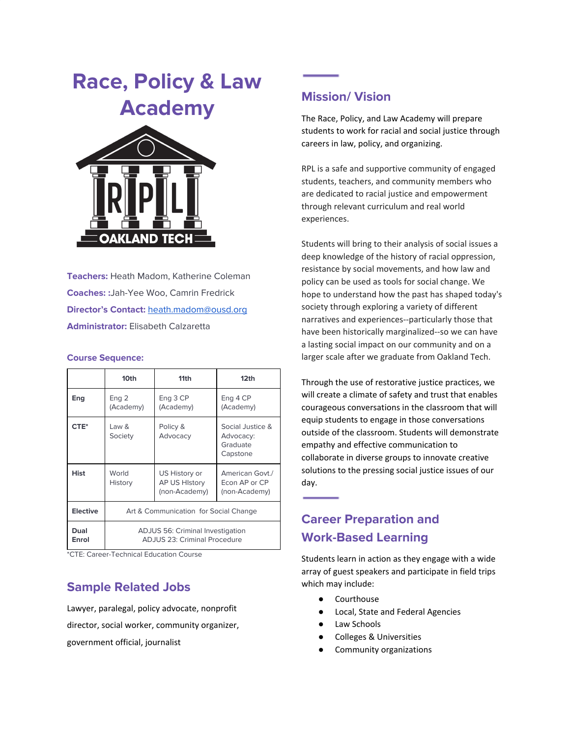# Race, Policy & Law Academy

**Teachers:** Heath Madom, Katherine Coleman

**Coaches:** :Jah-Yee Woo, Camrin Fredrick

**Director's Contact:** heath.madom@ousd.org

**Administrator:** Elisabeth Calzaretta

### Course Sequence:

| | 10th | 11th | 12th |
|---|---|---|---|
| **Eng** | Eng 2 (Academy) | Eng 3 CP (Academy) | Eng 4 CP (Academy) |
| **CTE*** | Law & Society | Policy & Advocacy | Social Justice & Advocacy: Graduate Capstone |
| **Hist** | World History | US History or AP US HIstory (non-Academy) | American Govt./ Econ AP or CP (non-Academy) |
| **Elective** | Art & Communication for Social Change | | |
| **Dual Enrol** | ADJUS 56: Criminal Investigation<br>ADJUS 23: Criminal Procedure | | |

*CTE: Career-Technical Education Course

## Sample Related Jobs

Lawyer, paralegal, policy advocate, nonprofit director, social worker, community organizer, government official, journalist

## Mission/ Vision

The Race, Policy, and Law Academy will prepare students to work for racial and social justice through careers in law, policy, and organizing.

RPL is a safe and supportive community of engaged students, teachers, and community members who are dedicated to racial justice and empowerment through relevant curriculum and real world experiences.

Students will bring to their analysis of social issues a deep knowledge of the history of racial oppression, resistance by social movements, and how law and policy can be used as tools for social change. We hope to understand how the past has shaped today's society through exploring a variety of different narratives and experiences--particularly those that have been historically marginalized--so we can have a lasting social impact on our community and on a larger scale after we graduate from Oakland Tech.

Through the use of restorative justice practices, we will create a climate of safety and trust that enables courageous conversations in the classroom that will equip students to engage in those conversations outside of the classroom. Students will demonstrate empathy and effective communication to collaborate in diverse groups to innovate creative solutions to the pressing social justice issues of our day.

## Career Preparation and Work-Based Learning

Students learn in action as they engage with a wide array of guest speakers and participate in field trips which may include:

- Courthouse
- Local, State and Federal Agencies
- Law Schools
- Colleges & Universities
- Community organizations